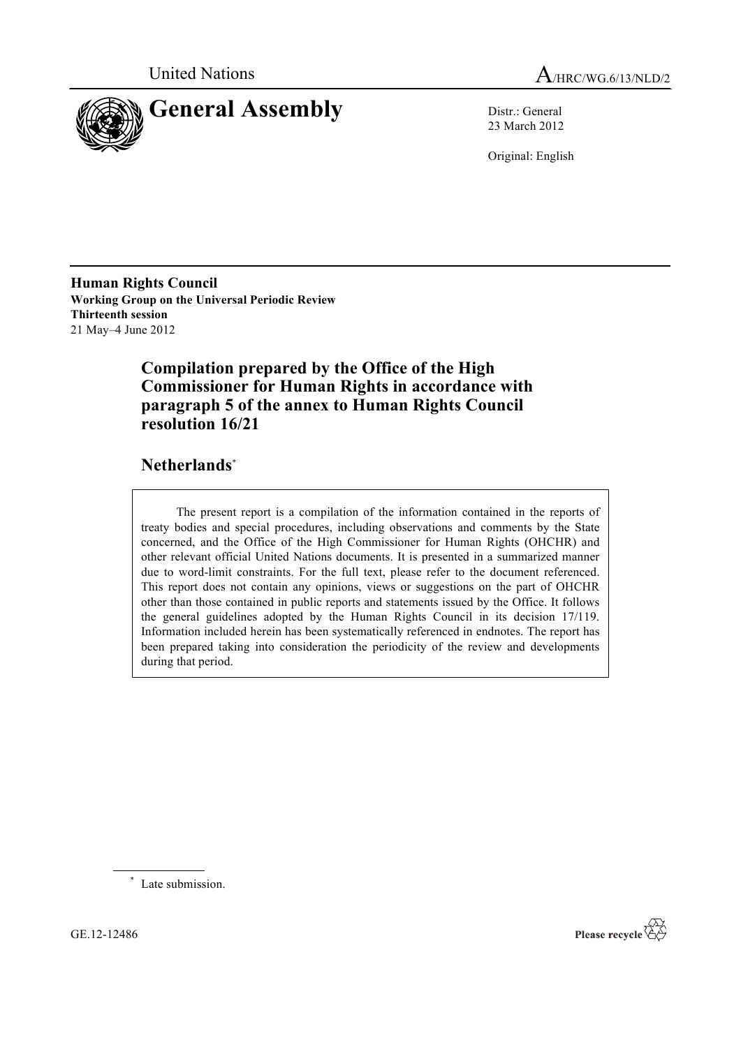United Nations

A/HRC/WG.6/13/NLD/2

# General Assembly

Distr.: General
23 March 2012

Original: English

**Human Rights Council**
**Working Group on the Universal Periodic Review**
**Thirteenth session**
21 May–4 June 2012

## Compilation prepared by the Office of the High Commissioner for Human Rights in accordance with paragraph 5 of the annex to Human Rights Council resolution 16/21

## Netherlands*

The present report is a compilation of the information contained in the reports of treaty bodies and special procedures, including observations and comments by the State concerned, and the Office of the High Commissioner for Human Rights (OHCHR) and other relevant official United Nations documents. It is presented in a summarized manner due to word-limit constraints. For the full text, please refer to the document referenced. This report does not contain any opinions, views or suggestions on the part of OHCHR other than those contained in public reports and statements issued by the Office. It follows the general guidelines adopted by the Human Rights Council in its decision 17/119. Information included herein has been systematically referenced in endnotes. The report has been prepared taking into consideration the periodicity of the review and developments during that period.

\* Late submission.

GE.12-12486

Please recycle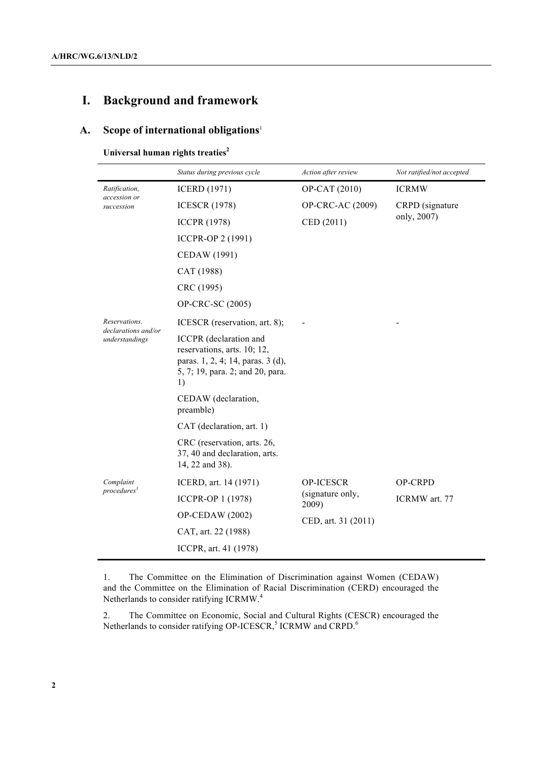# I. Background and framework

## A. Scope of international obligations[1]

**Universal human rights treaties[2]**

| | *Status during previous cycle* | *Action after review* | *Not ratified/not accepted* |
|---|---|---|---|
| *Ratification, accession or succession* | ICERD (1971) | OP-CAT (2010) | ICRMW |
| | ICESCR (1978) | OP-CRC-AC (2009) | CRPD (signature only, 2007) |
| | ICCPR (1978) | CED (2011) | |
| | ICCPR-OP 2 (1991) | | |
| | CEDAW (1991) | | |
| | CAT (1988) | | |
| | CRC (1995) | | |
| | OP-CRC-SC (2005) | | |
| *Reservations. declarations and/or understandings* | ICESCR (reservation, art. 8); | - | - |
| | ICCPR (declaration and reservations, arts. 10; 12, paras. 1, 2, 4; 14, paras. 3 (d), 5, 7; 19, para. 2; and 20, para. 1) | | |
| | CEDAW (declaration, preamble) | | |
| | CAT (declaration, art. 1) | | |
| | CRC (reservation, arts. 26, 37, 40 and declaration, arts. 14, 22 and 38). | | |
| *Complaint procedures[3]* | ICERD, art. 14 (1971) | OP-ICESCR (signature only, 2009) | OP-CRPD |
| | ICCPR-OP 1 (1978) | CED, art. 31 (2011) | ICRMW art. 77 |
| | OP-CEDAW (2002) | | |
| | CAT, art. 22 (1988) | | |
| | ICCPR, art. 41 (1978) | | |

1. The Committee on the Elimination of Discrimination against Women (CEDAW) and the Committee on the Elimination of Racial Discrimination (CERD) encouraged the Netherlands to consider ratifying ICRMW.[4]

2. The Committee on Economic, Social and Cultural Rights (CESCR) encouraged the Netherlands to consider ratifying OP-ICESCR,[5] ICRMW and CRPD.[6]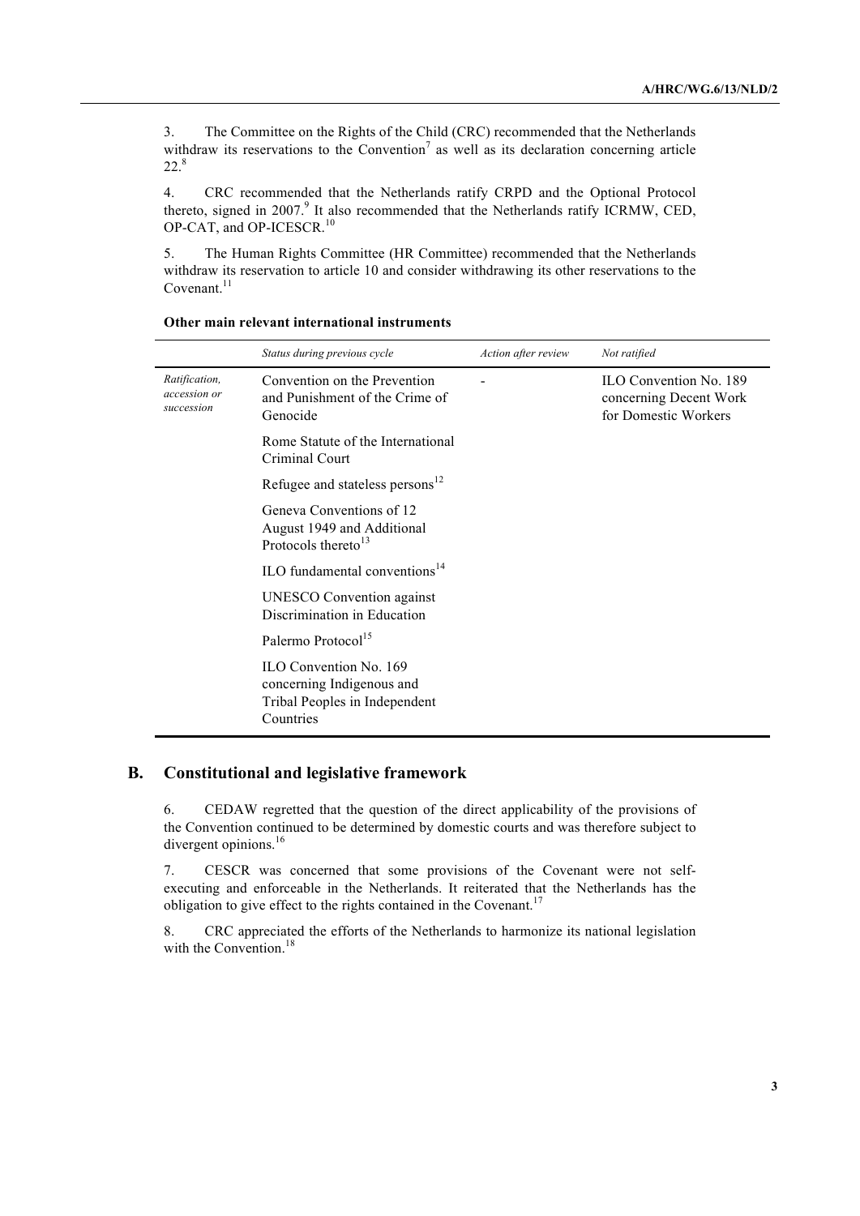3. The Committee on the Rights of the Child (CRC) recommended that the Netherlands withdraw its reservations to the Convention[7] as well as its declaration concerning article 22.[8]

4. CRC recommended that the Netherlands ratify CRPD and the Optional Protocol thereto, signed in 2007.[9] It also recommended that the Netherlands ratify ICRMW, CED, OP-CAT, and OP-ICESCR.[10]

5. The Human Rights Committee (HR Committee) recommended that the Netherlands withdraw its reservation to article 10 and consider withdrawing its other reservations to the Covenant.[11]

**Other main relevant international instruments**

| | *Status during previous cycle* | *Action after review* | *Not ratified* |
|---|---|---|---|
| *Ratification, accession or succession* | Convention on the Prevention and Punishment of the Crime of Genocide | - | ILO Convention No. 189 concerning Decent Work for Domestic Workers |
| | Rome Statute of the International Criminal Court | | |
| | Refugee and stateless persons[12] | | |
| | Geneva Conventions of 12 August 1949 and Additional Protocols thereto[13] | | |
| | ILO fundamental conventions[14] | | |
| | UNESCO Convention against Discrimination in Education | | |
| | Palermo Protocol[15] | | |
| | ILO Convention No. 169 concerning Indigenous and Tribal Peoples in Independent Countries | | |

## B. Constitutional and legislative framework

6. CEDAW regretted that the question of the direct applicability of the provisions of the Convention continued to be determined by domestic courts and was therefore subject to divergent opinions.[16]

7. CESCR was concerned that some provisions of the Covenant were not self-executing and enforceable in the Netherlands. It reiterated that the Netherlands has the obligation to give effect to the rights contained in the Covenant.[17]

8. CRC appreciated the efforts of the Netherlands to harmonize its national legislation with the Convention.[18]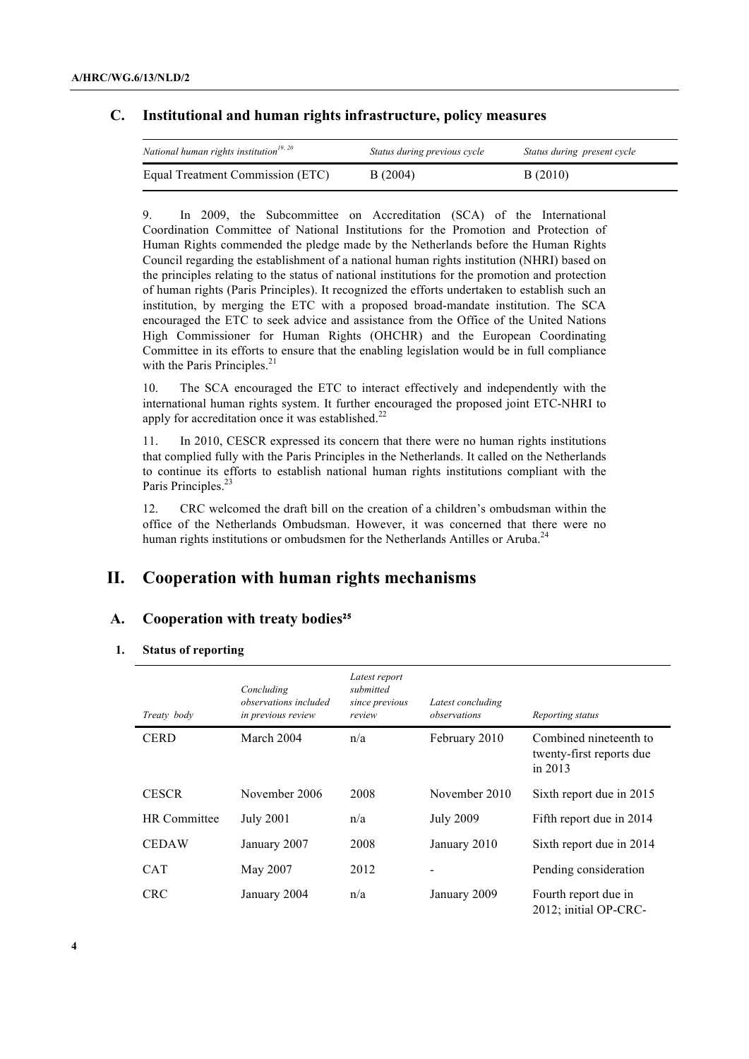### C. Institutional and human rights infrastructure, policy measures

| *National human rights institution*[19, 20] | *Status during previous cycle* | *Status during present cycle* |
|---|---|---|
| Equal Treatment Commission (ETC) | B (2004) | B (2010) |

9. In 2009, the Subcommittee on Accreditation (SCA) of the International Coordination Committee of National Institutions for the Promotion and Protection of Human Rights commended the pledge made by the Netherlands before the Human Rights Council regarding the establishment of a national human rights institution (NHRI) based on the principles relating to the status of national institutions for the promotion and protection of human rights (Paris Principles). It recognized the efforts undertaken to establish such an institution, by merging the ETC with a proposed broad-mandate institution. The SCA encouraged the ETC to seek advice and assistance from the Office of the United Nations High Commissioner for Human Rights (OHCHR) and the European Coordinating Committee in its efforts to ensure that the enabling legislation would be in full compliance with the Paris Principles.[21]

10. The SCA encouraged the ETC to interact effectively and independently with the international human rights system. It further encouraged the proposed joint ETC-NHRI to apply for accreditation once it was established.[22]

11. In 2010, CESCR expressed its concern that there were no human rights institutions that complied fully with the Paris Principles in the Netherlands. It called on the Netherlands to continue its efforts to establish national human rights institutions compliant with the Paris Principles.[23]

12. CRC welcomed the draft bill on the creation of a children's ombudsman within the office of the Netherlands Ombudsman. However, it was concerned that there were no human rights institutions or ombudsmen for the Netherlands Antilles or Aruba.[24]

## II. Cooperation with human rights mechanisms

### A. Cooperation with treaty bodies[25]

#### 1. Status of reporting

| *Treaty body* | *Concluding observations included in previous review* | *Latest report submitted since previous review* | *Latest concluding observations* | *Reporting status* |
|---|---|---|---|---|
| CERD | March 2004 | n/a | February 2010 | Combined nineteenth to twenty-first reports due in 2013 |
| CESCR | November 2006 | 2008 | November 2010 | Sixth report due in 2015 |
| HR Committee | July 2001 | n/a | July 2009 | Fifth report due in 2014 |
| CEDAW | January 2007 | 2008 | January 2010 | Sixth report due in 2014 |
| CAT | May 2007 | 2012 | - | Pending consideration |
| CRC | January 2004 | n/a | January 2009 | Fourth report due in 2012; initial OP-CRC- |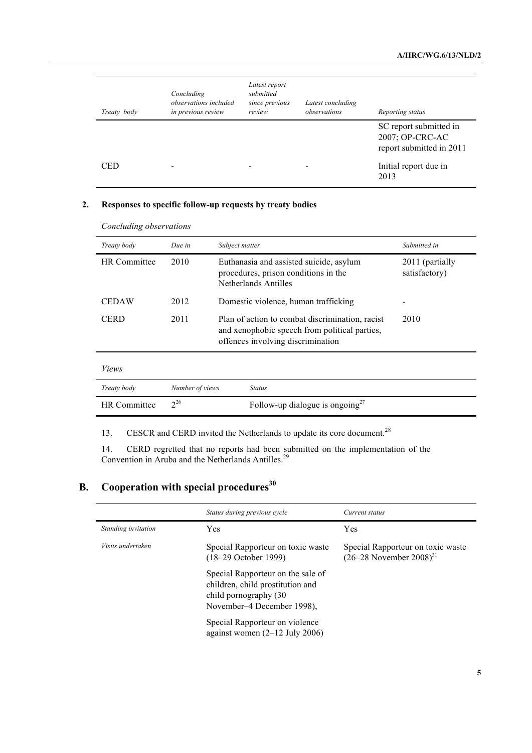| Treaty body | Concluding observations included in previous review | Latest report submitted since previous review | Latest concluding observations | Reporting status |
| --- | --- | --- | --- | --- |
| | | | | SC report submitted in 2007; OP-CRC-AC report submitted in 2011 |
| CED | - | - | - | Initial report due in 2013 |

## 2. Responses to specific follow-up requests by treaty bodies

*Concluding observations*

| Treaty body | Due in | Subject matter | Submitted in |
| --- | --- | --- | --- |
| HR Committee | 2010 | Euthanasia and assisted suicide, asylum procedures, prison conditions in the Netherlands Antilles | 2011 (partially satisfactory) |
| CEDAW | 2012 | Domestic violence, human trafficking | - |
| CERD | 2011 | Plan of action to combat discrimination, racist and xenophobic speech from political parties, offences involving discrimination | 2010 |

*Views*

| Treaty body | Number of views | Status |
| --- | --- | --- |
| HR Committee | 2[26] | Follow-up dialogue is ongoing[27] |

13. CESCR and CERD invited the Netherlands to update its core document.[28]

14. CERD regretted that no reports had been submitted on the implementation of the Convention in Aruba and the Netherlands Antilles.[29]

# B. Cooperation with special procedures[30]

| | Status during previous cycle | Current status |
| --- | --- | --- |
| *Standing invitation* | Yes | Yes |
| *Visits undertaken* | Special Rapporteur on toxic waste (18–29 October 1999) | Special Rapporteur on toxic waste (26–28 November 2008)[31] |
| | Special Rapporteur on the sale of children, child prostitution and child pornography (30 November–4 December 1998), | |
| | Special Rapporteur on violence against women (2–12 July 2006) | |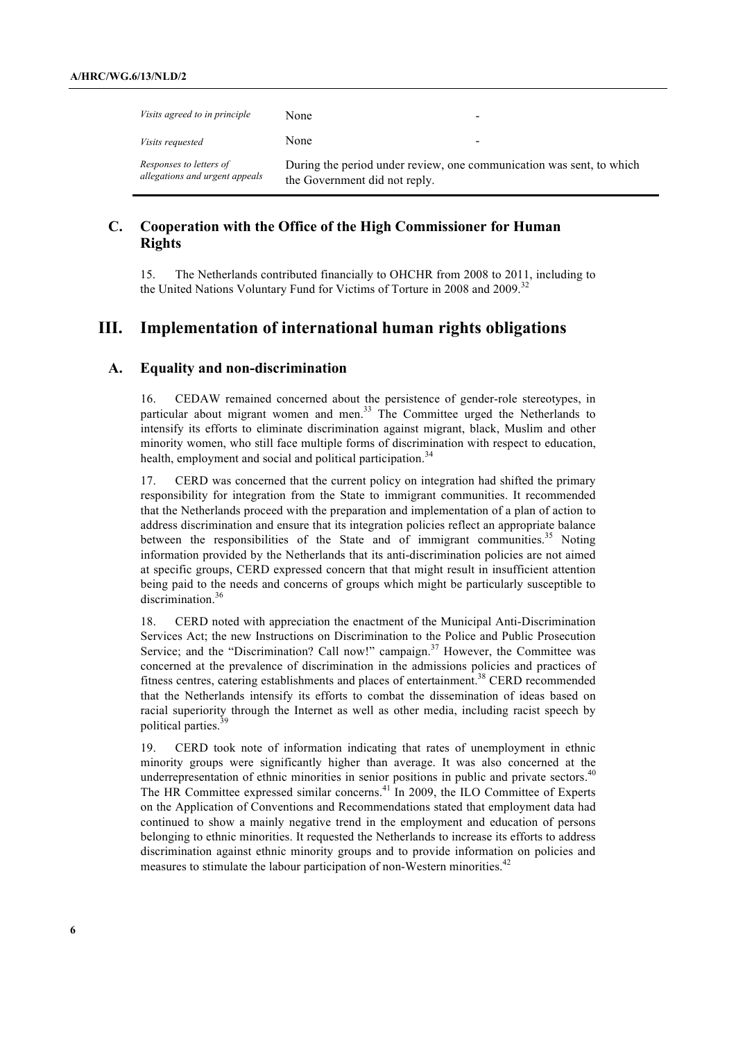| | | |
|---|---|---|
| *Visits agreed to in principle* | None | - |
| *Visits requested* | None | - |
| *Responses to letters of allegations and urgent appeals* | During the period under review, one communication was sent, to which the Government did not reply. | |

## C. Cooperation with the Office of the High Commissioner for Human Rights

15. The Netherlands contributed financially to OHCHR from 2008 to 2011, including to the United Nations Voluntary Fund for Victims of Torture in 2008 and 2009.[32]

# III. Implementation of international human rights obligations

## A. Equality and non-discrimination

16. CEDAW remained concerned about the persistence of gender-role stereotypes, in particular about migrant women and men.[33] The Committee urged the Netherlands to intensify its efforts to eliminate discrimination against migrant, black, Muslim and other minority women, who still face multiple forms of discrimination with respect to education, health, employment and social and political participation.[34]

17. CERD was concerned that the current policy on integration had shifted the primary responsibility for integration from the State to immigrant communities. It recommended that the Netherlands proceed with the preparation and implementation of a plan of action to address discrimination and ensure that its integration policies reflect an appropriate balance between the responsibilities of the State and of immigrant communities.[35] Noting information provided by the Netherlands that its anti-discrimination policies are not aimed at specific groups, CERD expressed concern that that might result in insufficient attention being paid to the needs and concerns of groups which might be particularly susceptible to discrimination.[36]

18. CERD noted with appreciation the enactment of the Municipal Anti-Discrimination Services Act; the new Instructions on Discrimination to the Police and Public Prosecution Service; and the "Discrimination? Call now!" campaign.[37] However, the Committee was concerned at the prevalence of discrimination in the admissions policies and practices of fitness centres, catering establishments and places of entertainment.[38] CERD recommended that the Netherlands intensify its efforts to combat the dissemination of ideas based on racial superiority through the Internet as well as other media, including racist speech by political parties.[39]

19. CERD took note of information indicating that rates of unemployment in ethnic minority groups were significantly higher than average. It was also concerned at the underrepresentation of ethnic minorities in senior positions in public and private sectors.[40] The HR Committee expressed similar concerns.[41] In 2009, the ILO Committee of Experts on the Application of Conventions and Recommendations stated that employment data had continued to show a mainly negative trend in the employment and education of persons belonging to ethnic minorities. It requested the Netherlands to increase its efforts to address discrimination against ethnic minority groups and to provide information on policies and measures to stimulate the labour participation of non-Western minorities.[42]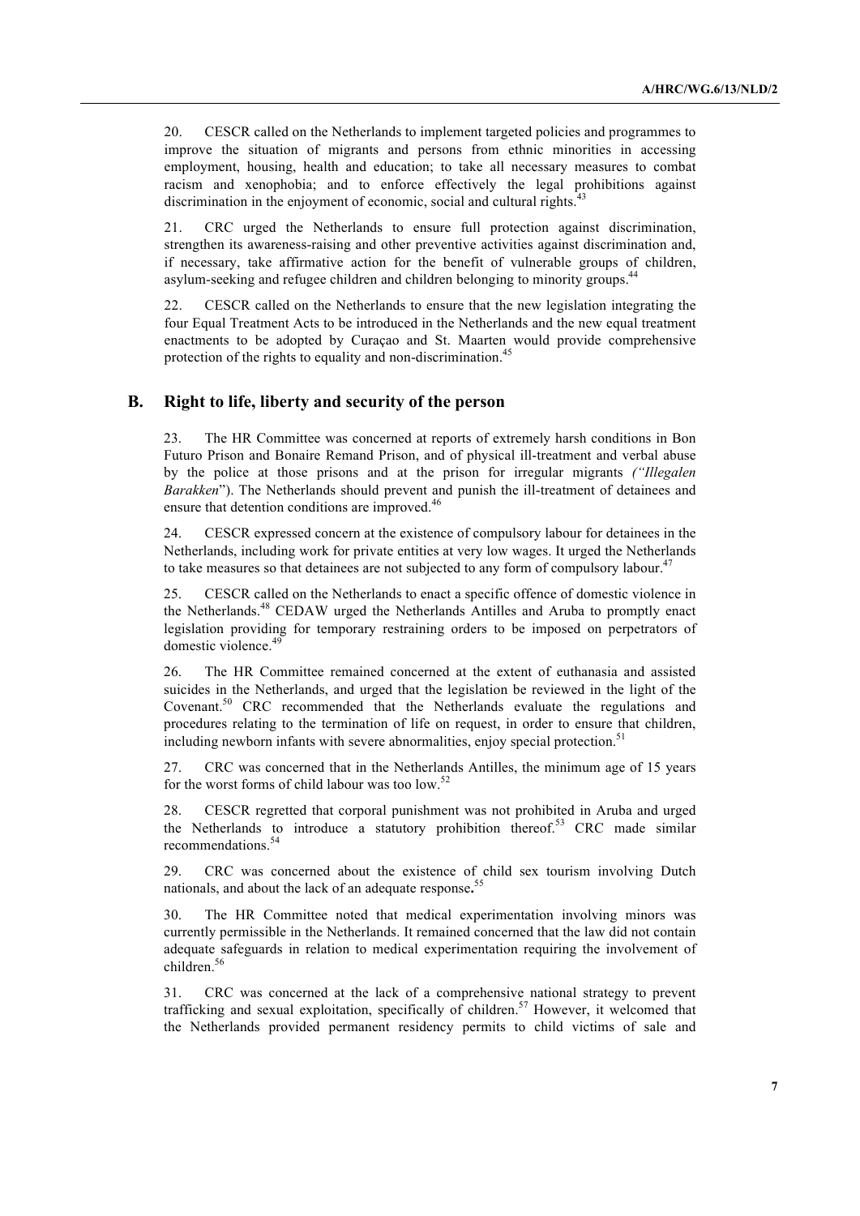20. CESCR called on the Netherlands to implement targeted policies and programmes to improve the situation of migrants and persons from ethnic minorities in accessing employment, housing, health and education; to take all necessary measures to combat racism and xenophobia; and to enforce effectively the legal prohibitions against discrimination in the enjoyment of economic, social and cultural rights.[43]

21. CRC urged the Netherlands to ensure full protection against discrimination, strengthen its awareness-raising and other preventive activities against discrimination and, if necessary, take affirmative action for the benefit of vulnerable groups of children, asylum-seeking and refugee children and children belonging to minority groups.[44]

22. CESCR called on the Netherlands to ensure that the new legislation integrating the four Equal Treatment Acts to be introduced in the Netherlands and the new equal treatment enactments to be adopted by Curaçao and St. Maarten would provide comprehensive protection of the rights to equality and non-discrimination.[45]

## B. Right to life, liberty and security of the person

23. The HR Committee was concerned at reports of extremely harsh conditions in Bon Futuro Prison and Bonaire Remand Prison, and of physical ill-treatment and verbal abuse by the police at those prisons and at the prison for irregular migrants *("Illegalen Barakken*"). The Netherlands should prevent and punish the ill-treatment of detainees and ensure that detention conditions are improved.[46]

24. CESCR expressed concern at the existence of compulsory labour for detainees in the Netherlands, including work for private entities at very low wages. It urged the Netherlands to take measures so that detainees are not subjected to any form of compulsory labour.[47]

25. CESCR called on the Netherlands to enact a specific offence of domestic violence in the Netherlands.[48] CEDAW urged the Netherlands Antilles and Aruba to promptly enact legislation providing for temporary restraining orders to be imposed on perpetrators of domestic violence.[49]

26. The HR Committee remained concerned at the extent of euthanasia and assisted suicides in the Netherlands, and urged that the legislation be reviewed in the light of the Covenant.[50] CRC recommended that the Netherlands evaluate the regulations and procedures relating to the termination of life on request, in order to ensure that children, including newborn infants with severe abnormalities, enjoy special protection.[51]

27. CRC was concerned that in the Netherlands Antilles, the minimum age of 15 years for the worst forms of child labour was too low.[52]

28. CESCR regretted that corporal punishment was not prohibited in Aruba and urged the Netherlands to introduce a statutory prohibition thereof.[53] CRC made similar recommendations.[54]

29. CRC was concerned about the existence of child sex tourism involving Dutch nationals, and about the lack of an adequate response**.**[55]

30. The HR Committee noted that medical experimentation involving minors was currently permissible in the Netherlands. It remained concerned that the law did not contain adequate safeguards in relation to medical experimentation requiring the involvement of children.[56]

31. CRC was concerned at the lack of a comprehensive national strategy to prevent trafficking and sexual exploitation, specifically of children.[57] However, it welcomed that the Netherlands provided permanent residency permits to child victims of sale and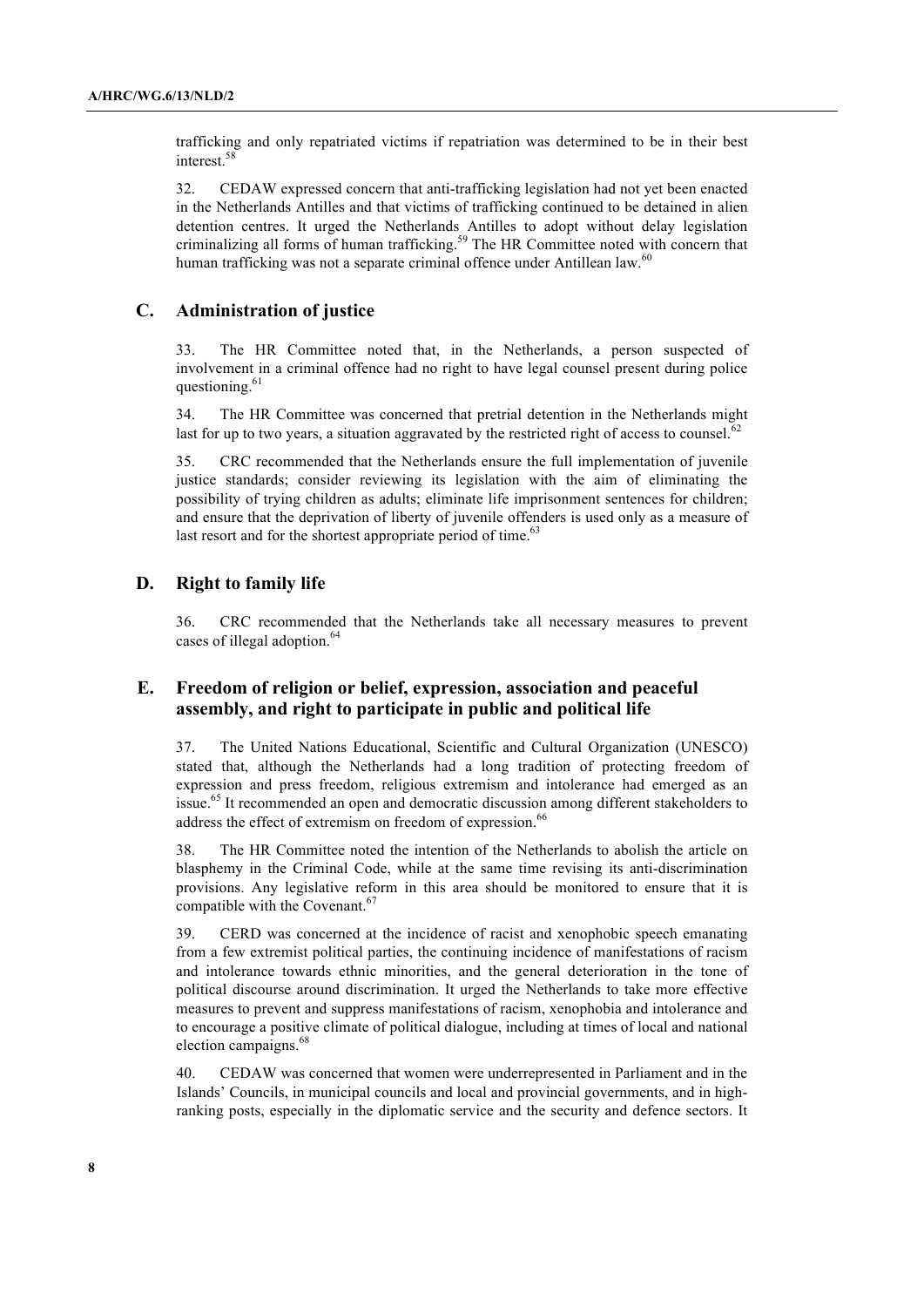trafficking and only repatriated victims if repatriation was determined to be in their best interest.[58]

32. CEDAW expressed concern that anti-trafficking legislation had not yet been enacted in the Netherlands Antilles and that victims of trafficking continued to be detained in alien detention centres. It urged the Netherlands Antilles to adopt without delay legislation criminalizing all forms of human trafficking.[59] The HR Committee noted with concern that human trafficking was not a separate criminal offence under Antillean law.[60]

## C. Administration of justice

33. The HR Committee noted that, in the Netherlands, a person suspected of involvement in a criminal offence had no right to have legal counsel present during police questioning.[61]

34. The HR Committee was concerned that pretrial detention in the Netherlands might last for up to two years, a situation aggravated by the restricted right of access to counsel.[62]

35. CRC recommended that the Netherlands ensure the full implementation of juvenile justice standards; consider reviewing its legislation with the aim of eliminating the possibility of trying children as adults; eliminate life imprisonment sentences for children; and ensure that the deprivation of liberty of juvenile offenders is used only as a measure of last resort and for the shortest appropriate period of time.[63]

## D. Right to family life

36. CRC recommended that the Netherlands take all necessary measures to prevent cases of illegal adoption.[64]

## E. Freedom of religion or belief, expression, association and peaceful assembly, and right to participate in public and political life

37. The United Nations Educational, Scientific and Cultural Organization (UNESCO) stated that, although the Netherlands had a long tradition of protecting freedom of expression and press freedom, religious extremism and intolerance had emerged as an issue.[65] It recommended an open and democratic discussion among different stakeholders to address the effect of extremism on freedom of expression.[66]

38. The HR Committee noted the intention of the Netherlands to abolish the article on blasphemy in the Criminal Code, while at the same time revising its anti-discrimination provisions. Any legislative reform in this area should be monitored to ensure that it is compatible with the Covenant.[67]

39. CERD was concerned at the incidence of racist and xenophobic speech emanating from a few extremist political parties, the continuing incidence of manifestations of racism and intolerance towards ethnic minorities, and the general deterioration in the tone of political discourse around discrimination. It urged the Netherlands to take more effective measures to prevent and suppress manifestations of racism, xenophobia and intolerance and to encourage a positive climate of political dialogue, including at times of local and national election campaigns.[68]

40. CEDAW was concerned that women were underrepresented in Parliament and in the Islands' Councils, in municipal councils and local and provincial governments, and in high-ranking posts, especially in the diplomatic service and the security and defence sectors. It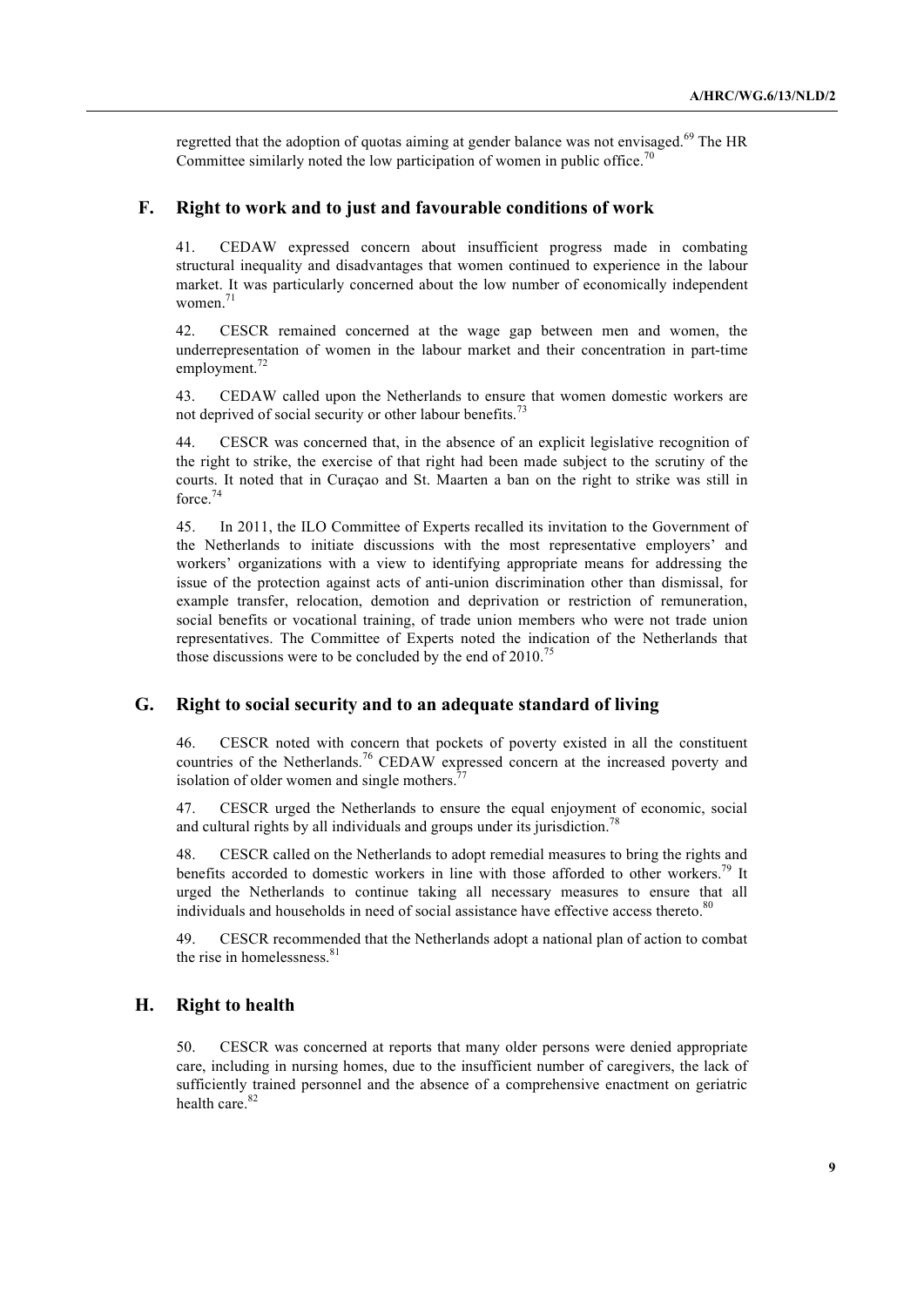regretted that the adoption of quotas aiming at gender balance was not envisaged.[69] The HR Committee similarly noted the low participation of women in public office.[70]

## F. Right to work and to just and favourable conditions of work

41. CEDAW expressed concern about insufficient progress made in combating structural inequality and disadvantages that women continued to experience in the labour market. It was particularly concerned about the low number of economically independent women.[71]

42. CESCR remained concerned at the wage gap between men and women, the underrepresentation of women in the labour market and their concentration in part-time employment.[72]

43. CEDAW called upon the Netherlands to ensure that women domestic workers are not deprived of social security or other labour benefits.[73]

44. CESCR was concerned that, in the absence of an explicit legislative recognition of the right to strike, the exercise of that right had been made subject to the scrutiny of the courts. It noted that in Curaçao and St. Maarten a ban on the right to strike was still in force.[74]

45. In 2011, the ILO Committee of Experts recalled its invitation to the Government of the Netherlands to initiate discussions with the most representative employers' and workers' organizations with a view to identifying appropriate means for addressing the issue of the protection against acts of anti-union discrimination other than dismissal, for example transfer, relocation, demotion and deprivation or restriction of remuneration, social benefits or vocational training, of trade union members who were not trade union representatives. The Committee of Experts noted the indication of the Netherlands that those discussions were to be concluded by the end of 2010.[75]

## G. Right to social security and to an adequate standard of living

46. CESCR noted with concern that pockets of poverty existed in all the constituent countries of the Netherlands.[76] CEDAW expressed concern at the increased poverty and isolation of older women and single mothers.[77]

47. CESCR urged the Netherlands to ensure the equal enjoyment of economic, social and cultural rights by all individuals and groups under its jurisdiction.[78]

48. CESCR called on the Netherlands to adopt remedial measures to bring the rights and benefits accorded to domestic workers in line with those afforded to other workers.[79] It urged the Netherlands to continue taking all necessary measures to ensure that all individuals and households in need of social assistance have effective access thereto.[80]

49. CESCR recommended that the Netherlands adopt a national plan of action to combat the rise in homelessness.[81]

## H. Right to health

50. CESCR was concerned at reports that many older persons were denied appropriate care, including in nursing homes, due to the insufficient number of caregivers, the lack of sufficiently trained personnel and the absence of a comprehensive enactment on geriatric health care.[82]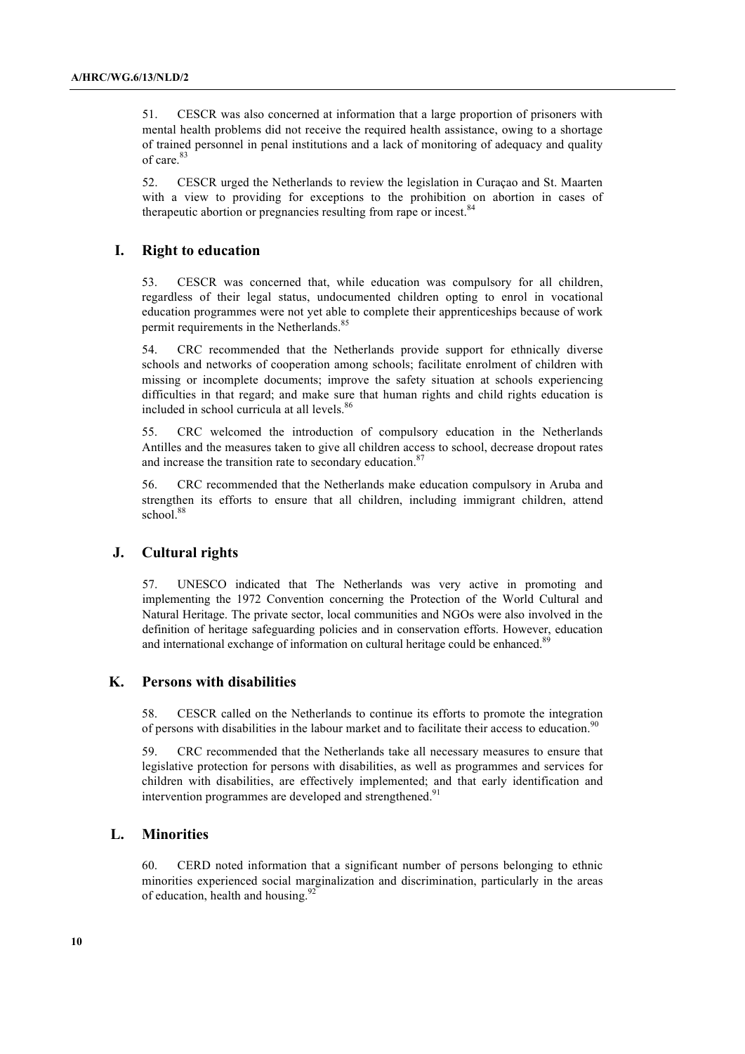51. CESCR was also concerned at information that a large proportion of prisoners with mental health problems did not receive the required health assistance, owing to a shortage of trained personnel in penal institutions and a lack of monitoring of adequacy and quality of care.[83]

52. CESCR urged the Netherlands to review the legislation in Curaçao and St. Maarten with a view to providing for exceptions to the prohibition on abortion in cases of therapeutic abortion or pregnancies resulting from rape or incest.[84]

## I. Right to education

53. CESCR was concerned that, while education was compulsory for all children, regardless of their legal status, undocumented children opting to enrol in vocational education programmes were not yet able to complete their apprenticeships because of work permit requirements in the Netherlands.[85]

54. CRC recommended that the Netherlands provide support for ethnically diverse schools and networks of cooperation among schools; facilitate enrolment of children with missing or incomplete documents; improve the safety situation at schools experiencing difficulties in that regard; and make sure that human rights and child rights education is included in school curricula at all levels.[86]

55. CRC welcomed the introduction of compulsory education in the Netherlands Antilles and the measures taken to give all children access to school, decrease dropout rates and increase the transition rate to secondary education.[87]

56. CRC recommended that the Netherlands make education compulsory in Aruba and strengthen its efforts to ensure that all children, including immigrant children, attend school.[88]

## J. Cultural rights

57. UNESCO indicated that The Netherlands was very active in promoting and implementing the 1972 Convention concerning the Protection of the World Cultural and Natural Heritage. The private sector, local communities and NGOs were also involved in the definition of heritage safeguarding policies and in conservation efforts. However, education and international exchange of information on cultural heritage could be enhanced.[89]

## K. Persons with disabilities

58. CESCR called on the Netherlands to continue its efforts to promote the integration of persons with disabilities in the labour market and to facilitate their access to education.[90]

59. CRC recommended that the Netherlands take all necessary measures to ensure that legislative protection for persons with disabilities, as well as programmes and services for children with disabilities, are effectively implemented; and that early identification and intervention programmes are developed and strengthened.[91]

## L. Minorities

60. CERD noted information that a significant number of persons belonging to ethnic minorities experienced social marginalization and discrimination, particularly in the areas of education, health and housing.[92]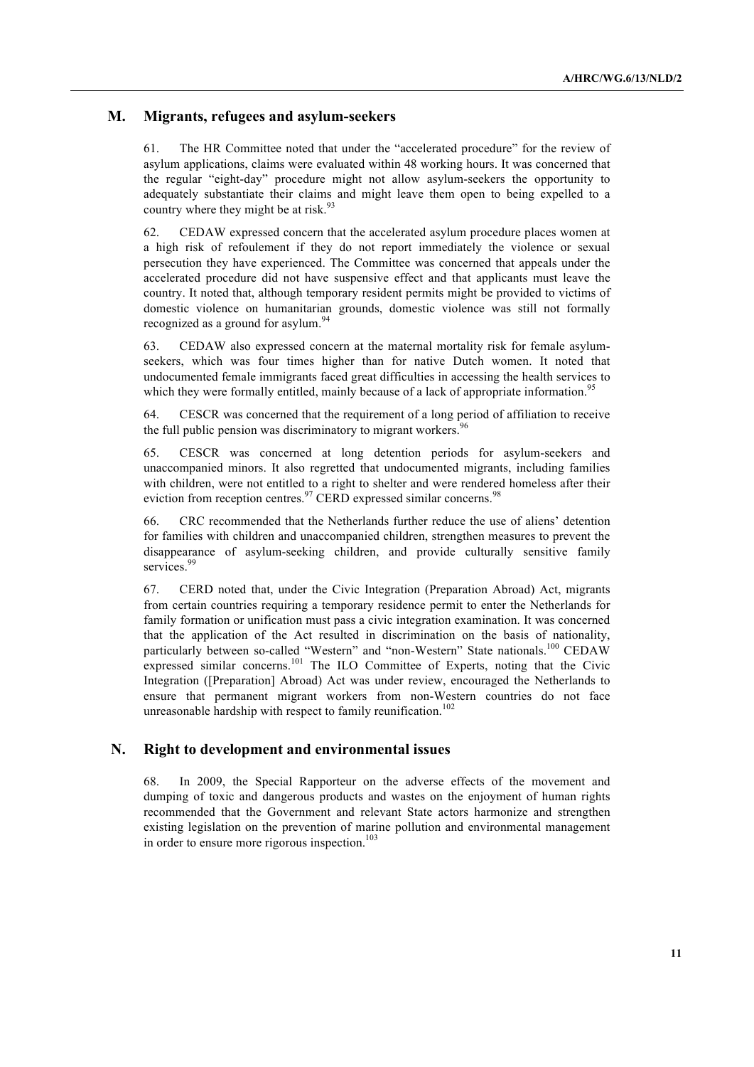## M. Migrants, refugees and asylum-seekers

61. The HR Committee noted that under the "accelerated procedure" for the review of asylum applications, claims were evaluated within 48 working hours. It was concerned that the regular "eight-day" procedure might not allow asylum-seekers the opportunity to adequately substantiate their claims and might leave them open to being expelled to a country where they might be at risk.[93]

62. CEDAW expressed concern that the accelerated asylum procedure places women at a high risk of refoulement if they do not report immediately the violence or sexual persecution they have experienced. The Committee was concerned that appeals under the accelerated procedure did not have suspensive effect and that applicants must leave the country. It noted that, although temporary resident permits might be provided to victims of domestic violence on humanitarian grounds, domestic violence was still not formally recognized as a ground for asylum.[94]

63. CEDAW also expressed concern at the maternal mortality risk for female asylum-seekers, which was four times higher than for native Dutch women. It noted that undocumented female immigrants faced great difficulties in accessing the health services to which they were formally entitled, mainly because of a lack of appropriate information.[95]

64. CESCR was concerned that the requirement of a long period of affiliation to receive the full public pension was discriminatory to migrant workers.[96]

65. CESCR was concerned at long detention periods for asylum-seekers and unaccompanied minors. It also regretted that undocumented migrants, including families with children, were not entitled to a right to shelter and were rendered homeless after their eviction from reception centres.[97] CERD expressed similar concerns.[98]

66. CRC recommended that the Netherlands further reduce the use of aliens' detention for families with children and unaccompanied children, strengthen measures to prevent the disappearance of asylum-seeking children, and provide culturally sensitive family services.[99]

67. CERD noted that, under the Civic Integration (Preparation Abroad) Act, migrants from certain countries requiring a temporary residence permit to enter the Netherlands for family formation or unification must pass a civic integration examination. It was concerned that the application of the Act resulted in discrimination on the basis of nationality, particularly between so-called "Western" and "non-Western" State nationals.[100] CEDAW expressed similar concerns.[101] The ILO Committee of Experts, noting that the Civic Integration ([Preparation] Abroad) Act was under review, encouraged the Netherlands to ensure that permanent migrant workers from non-Western countries do not face unreasonable hardship with respect to family reunification.[102]

## N. Right to development and environmental issues

68. In 2009, the Special Rapporteur on the adverse effects of the movement and dumping of toxic and dangerous products and wastes on the enjoyment of human rights recommended that the Government and relevant State actors harmonize and strengthen existing legislation on the prevention of marine pollution and environmental management in order to ensure more rigorous inspection.[103]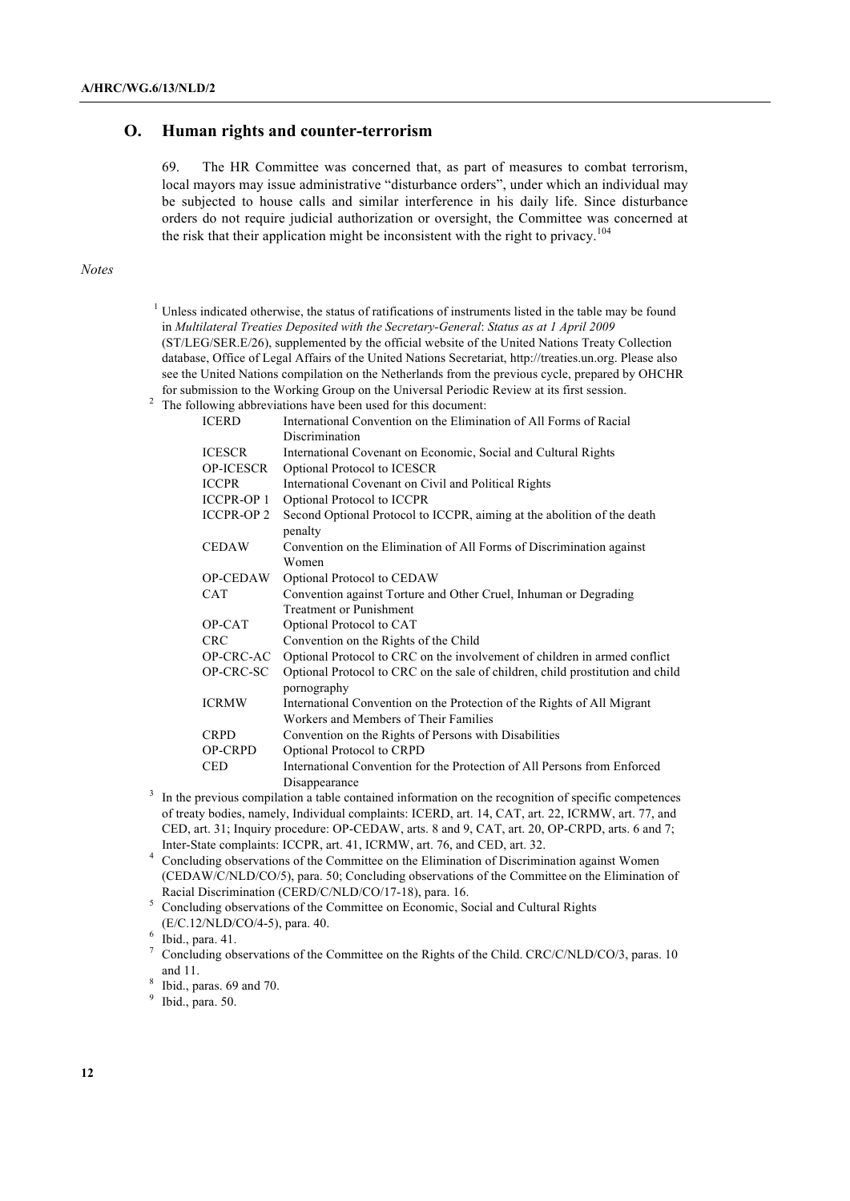## O. Human rights and counter-terrorism

69. The HR Committee was concerned that, as part of measures to combat terrorism, local mayors may issue administrative "disturbance orders", under which an individual may be subjected to house calls and similar interference in his daily life. Since disturbance orders do not require judicial authorization or oversight, the Committee was concerned at the risk that their application might be inconsistent with the right to privacy.[104]

*Notes*

[1] Unless indicated otherwise, the status of ratifications of instruments listed in the table may be found in *Multilateral Treaties Deposited with the Secretary-General*: *Status as at 1 April 2009* (ST/LEG/SER.E/26), supplemented by the official website of the United Nations Treaty Collection database, Office of Legal Affairs of the United Nations Secretariat, http://treaties.un.org. Please also see the United Nations compilation on the Netherlands from the previous cycle, prepared by OHCHR for submission to the Working Group on the Universal Periodic Review at its first session.

[2] The following abbreviations have been used for this document:

| | |
|---|---|
| ICERD | International Convention on the Elimination of All Forms of Racial Discrimination |
| ICESCR | International Covenant on Economic, Social and Cultural Rights |
| OP-ICESCR | Optional Protocol to ICESCR |
| ICCPR | International Covenant on Civil and Political Rights |
| ICCPR-OP 1 | Optional Protocol to ICCPR |
| ICCPR-OP 2 | Second Optional Protocol to ICCPR, aiming at the abolition of the death penalty |
| CEDAW | Convention on the Elimination of All Forms of Discrimination against Women |
| OP-CEDAW | Optional Protocol to CEDAW |
| CAT | Convention against Torture and Other Cruel, Inhuman or Degrading Treatment or Punishment |
| OP-CAT | Optional Protocol to CAT |
| CRC | Convention on the Rights of the Child |
| OP-CRC-AC | Optional Protocol to CRC on the involvement of children in armed conflict |
| OP-CRC-SC | Optional Protocol to CRC on the sale of children, child prostitution and child pornography |
| ICRMW | International Convention on the Protection of the Rights of All Migrant Workers and Members of Their Families |
| CRPD | Convention on the Rights of Persons with Disabilities |
| OP-CRPD | Optional Protocol to CRPD |
| CED | International Convention for the Protection of All Persons from Enforced Disappearance |

[3] In the previous compilation a table contained information on the recognition of specific competences of treaty bodies, namely, Individual complaints: ICERD, art. 14, CAT, art. 22, ICRMW, art. 77, and CED, art. 31; Inquiry procedure: OP-CEDAW, arts. 8 and 9, CAT, art. 20, OP-CRPD, arts. 6 and 7; Inter-State complaints: ICCPR, art. 41, ICRMW, art. 76, and CED, art. 32.

[4] Concluding observations of the Committee on the Elimination of Discrimination against Women (CEDAW/C/NLD/CO/5), para. 50; Concluding observations of the Committee on the Elimination of Racial Discrimination (CERD/C/NLD/CO/17-18), para. 16.

[5] Concluding observations of the Committee on Economic, Social and Cultural Rights (E/C.12/NLD/CO/4-5), para. 40.

[6] Ibid., para. 41.

[7] Concluding observations of the Committee on the Rights of the Child. CRC/C/NLD/CO/3, paras. 10 and 11.

[8] Ibid., paras. 69 and 70.

[9] Ibid., para. 50.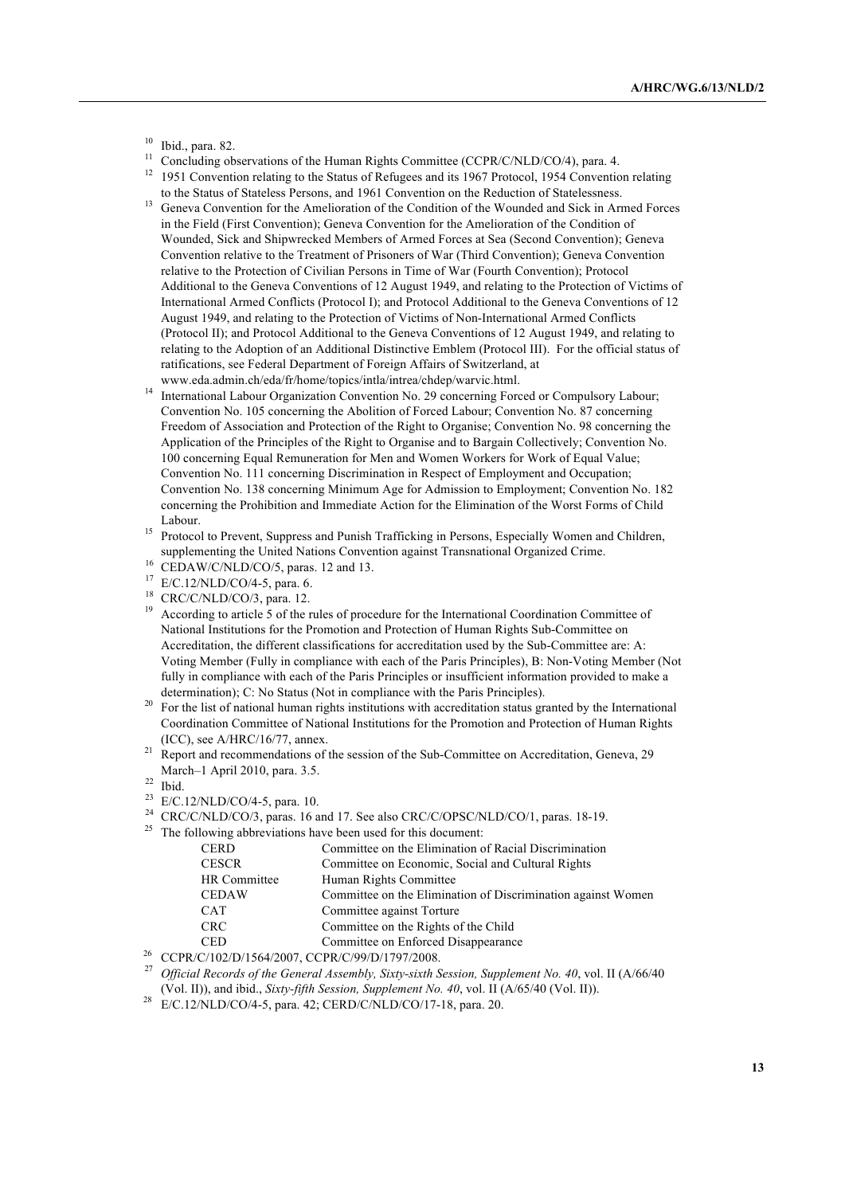[10] Ibid., para. 82.

[11] Concluding observations of the Human Rights Committee (CCPR/C/NLD/CO/4), para. 4.

[12] 1951 Convention relating to the Status of Refugees and its 1967 Protocol, 1954 Convention relating to the Status of Stateless Persons, and 1961 Convention on the Reduction of Statelessness.

[13] Geneva Convention for the Amelioration of the Condition of the Wounded and Sick in Armed Forces in the Field (First Convention); Geneva Convention for the Amelioration of the Condition of Wounded, Sick and Shipwrecked Members of Armed Forces at Sea (Second Convention); Geneva Convention relative to the Treatment of Prisoners of War (Third Convention); Geneva Convention relative to the Protection of Civilian Persons in Time of War (Fourth Convention); Protocol Additional to the Geneva Conventions of 12 August 1949, and relating to the Protection of Victims of International Armed Conflicts (Protocol I); and Protocol Additional to the Geneva Conventions of 12 August 1949, and relating to the Protection of Victims of Non-International Armed Conflicts (Protocol II); and Protocol Additional to the Geneva Conventions of 12 August 1949, and relating to relating to the Adoption of an Additional Distinctive Emblem (Protocol III). For the official status of ratifications, see Federal Department of Foreign Affairs of Switzerland, at www.eda.admin.ch/eda/fr/home/topics/intla/intrea/chdep/warvic.html.

[14] International Labour Organization Convention No. 29 concerning Forced or Compulsory Labour; Convention No. 105 concerning the Abolition of Forced Labour; Convention No. 87 concerning Freedom of Association and Protection of the Right to Organise; Convention No. 98 concerning the Application of the Principles of the Right to Organise and to Bargain Collectively; Convention No. 100 concerning Equal Remuneration for Men and Women Workers for Work of Equal Value; Convention No. 111 concerning Discrimination in Respect of Employment and Occupation; Convention No. 138 concerning Minimum Age for Admission to Employment; Convention No. 182 concerning the Prohibition and Immediate Action for the Elimination of the Worst Forms of Child Labour.

[15] Protocol to Prevent, Suppress and Punish Trafficking in Persons, Especially Women and Children, supplementing the United Nations Convention against Transnational Organized Crime.

[16] CEDAW/C/NLD/CO/5, paras. 12 and 13.

[17] E/C.12/NLD/CO/4-5, para. 6.

[18] CRC/C/NLD/CO/3, para. 12.

[19] According to article 5 of the rules of procedure for the International Coordination Committee of National Institutions for the Promotion and Protection of Human Rights Sub-Committee on Accreditation, the different classifications for accreditation used by the Sub-Committee are: A: Voting Member (Fully in compliance with each of the Paris Principles), B: Non-Voting Member (Not fully in compliance with each of the Paris Principles or insufficient information provided to make a determination); C: No Status (Not in compliance with the Paris Principles).

[20] For the list of national human rights institutions with accreditation status granted by the International Coordination Committee of National Institutions for the Promotion and Protection of Human Rights (ICC), see A/HRC/16/77, annex.

[21] Report and recommendations of the session of the Sub-Committee on Accreditation, Geneva, 29 March–1 April 2010, para. 3.5.

[22] Ibid.

[23] E/C.12/NLD/CO/4-5, para. 10.

[24] CRC/C/NLD/CO/3, paras. 16 and 17. See also CRC/C/OPSC/NLD/CO/1, paras. 18-19.

[25] The following abbreviations have been used for this document:

| | |
|---|---|
| CERD | Committee on the Elimination of Racial Discrimination |
| CESCR | Committee on Economic, Social and Cultural Rights |
| HR Committee | Human Rights Committee |
| CEDAW | Committee on the Elimination of Discrimination against Women |
| CAT | Committee against Torture |
| CRC | Committee on the Rights of the Child |
| CED | Committee on Enforced Disappearance |

[26] CCPR/C/102/D/1564/2007, CCPR/C/99/D/1797/2008.

[27] *Official Records of the General Assembly, Sixty-sixth Session, Supplement No. 40*, vol. II (A/66/40 (Vol. II)), and ibid., *Sixty-fifth Session, Supplement No. 40*, vol. II (A/65/40 (Vol. II)).

[28] E/C.12/NLD/CO/4-5, para. 42; CERD/C/NLD/CO/17-18, para. 20.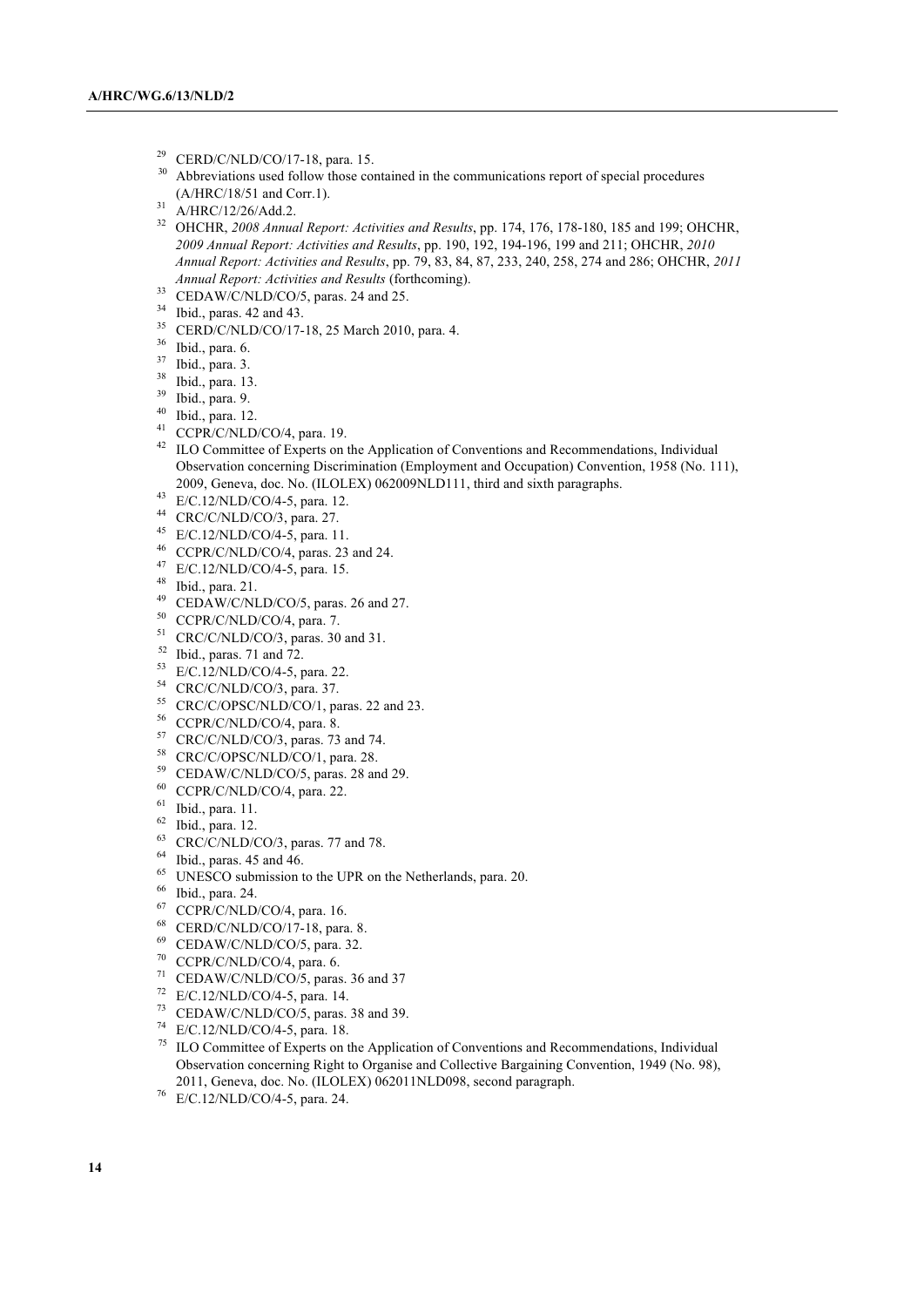[29] CERD/C/NLD/CO/17-18, para. 15.

[30] Abbreviations used follow those contained in the communications report of special procedures (A/HRC/18/51 and Corr.1).

[31] A/HRC/12/26/Add.2.

[32] OHCHR, *2008 Annual Report: Activities and Results*, pp. 174, 176, 178-180, 185 and 199; OHCHR, *2009 Annual Report: Activities and Results*, pp. 190, 192, 194-196, 199 and 211; OHCHR, *2010 Annual Report: Activities and Results*, pp. 79, 83, 84, 87, 233, 240, 258, 274 and 286; OHCHR, *2011 Annual Report: Activities and Results* (forthcoming).

[33] CEDAW/C/NLD/CO/5, paras. 24 and 25.

[34] Ibid., paras. 42 and 43.

[35] CERD/C/NLD/CO/17-18, 25 March 2010, para. 4.

[36] Ibid., para. 6.

[37] Ibid., para. 3.

[38] Ibid., para. 13.

[39] Ibid., para. 9.

[40] Ibid., para. 12.

[41] CCPR/C/NLD/CO/4, para. 19.

[42] ILO Committee of Experts on the Application of Conventions and Recommendations, Individual Observation concerning Discrimination (Employment and Occupation) Convention, 1958 (No. 111), 2009, Geneva, doc. No. (ILOLEX) 062009NLD111, third and sixth paragraphs.

[43] E/C.12/NLD/CO/4-5, para. 12.

[44] CRC/C/NLD/CO/3, para. 27.

[45] E/C.12/NLD/CO/4-5, para. 11.

[46] CCPR/C/NLD/CO/4, paras. 23 and 24.

[47] E/C.12/NLD/CO/4-5, para. 15.

[48] Ibid., para. 21.

[49] CEDAW/C/NLD/CO/5, paras. 26 and 27.

[50] CCPR/C/NLD/CO/4, para. 7.

[51] CRC/C/NLD/CO/3, paras. 30 and 31.

[52] Ibid., paras. 71 and 72.

[53] E/C.12/NLD/CO/4-5, para. 22.

[54] CRC/C/NLD/CO/3, para. 37.

[55] CRC/C/OPSC/NLD/CO/1, paras. 22 and 23.

[56] CCPR/C/NLD/CO/4, para. 8.

[57] CRC/C/NLD/CO/3, paras. 73 and 74.

[58] CRC/C/OPSC/NLD/CO/1, para. 28.

[59] CEDAW/C/NLD/CO/5, paras. 28 and 29.

[60] CCPR/C/NLD/CO/4, para. 22.

[61] Ibid., para. 11.

[62] Ibid., para. 12.

[63] CRC/C/NLD/CO/3, paras. 77 and 78.

[64] Ibid., paras. 45 and 46.

[65] UNESCO submission to the UPR on the Netherlands, para. 20.

[66] Ibid., para. 24.

[67] CCPR/C/NLD/CO/4, para. 16.

[68] CERD/C/NLD/CO/17-18, para. 8.

[69] CEDAW/C/NLD/CO/5, para. 32.

[70] CCPR/C/NLD/CO/4, para. 6.

[71] CEDAW/C/NLD/CO/5, paras. 36 and 37

[72] E/C.12/NLD/CO/4-5, para. 14.

[73] CEDAW/C/NLD/CO/5, paras. 38 and 39.

[74] E/C.12/NLD/CO/4-5, para. 18.

[75] ILO Committee of Experts on the Application of Conventions and Recommendations, Individual Observation concerning Right to Organise and Collective Bargaining Convention, 1949 (No. 98), 2011, Geneva, doc. No. (ILOLEX) 062011NLD098, second paragraph.

[76] E/C.12/NLD/CO/4-5, para. 24.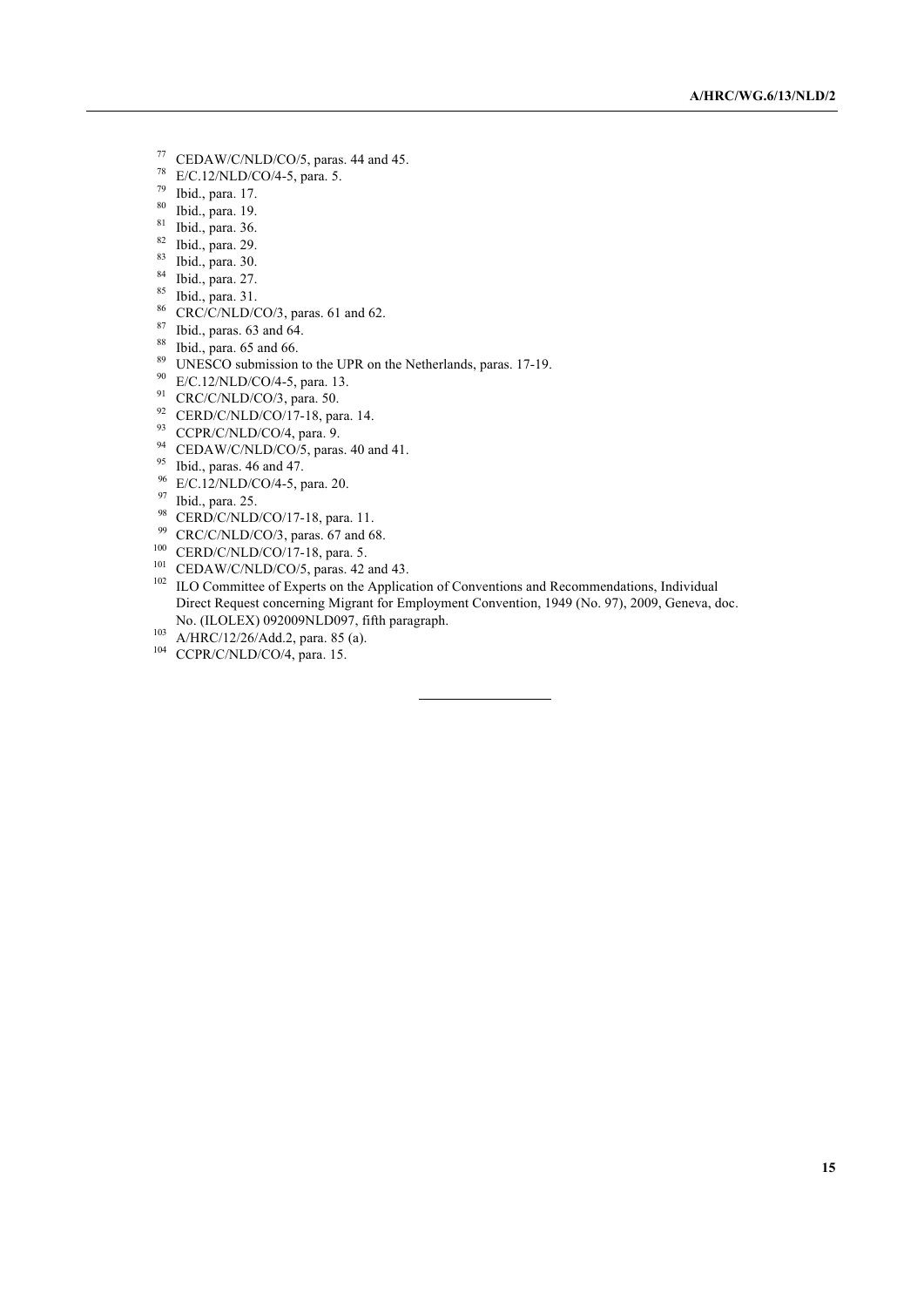[77] CEDAW/C/NLD/CO/5, paras. 44 and 45.
[78] E/C.12/NLD/CO/4-5, para. 5.
[79] Ibid., para. 17.
[80] Ibid., para. 19.
[81] Ibid., para. 36.
[82] Ibid., para. 29.
[83] Ibid., para. 30.
[84] Ibid., para. 27.
[85] Ibid., para. 31.
[86] CRC/C/NLD/CO/3, paras. 61 and 62.
[87] Ibid., paras. 63 and 64.
[88] Ibid., para. 65 and 66.
[89] UNESCO submission to the UPR on the Netherlands, paras. 17-19.
[90] E/C.12/NLD/CO/4-5, para. 13.
[91] CRC/C/NLD/CO/3, para. 50.
[92] CERD/C/NLD/CO/17-18, para. 14.
[93] CCPR/C/NLD/CO/4, para. 9.
[94] CEDAW/C/NLD/CO/5, paras. 40 and 41.
[95] Ibid., paras. 46 and 47.
[96] E/C.12/NLD/CO/4-5, para. 20.
[97] Ibid., para. 25.
[98] CERD/C/NLD/CO/17-18, para. 11.
[99] CRC/C/NLD/CO/3, paras. 67 and 68.
[100] CERD/C/NLD/CO/17-18, para. 5.
[101] CEDAW/C/NLD/CO/5, paras. 42 and 43.
[102] ILO Committee of Experts on the Application of Conventions and Recommendations, Individual Direct Request concerning Migrant for Employment Convention, 1949 (No. 97), 2009, Geneva, doc. No. (ILOLEX) 092009NLD097, fifth paragraph.
[103] A/HRC/12/26/Add.2, para. 85 (a).
[104] CCPR/C/NLD/CO/4, para. 15.